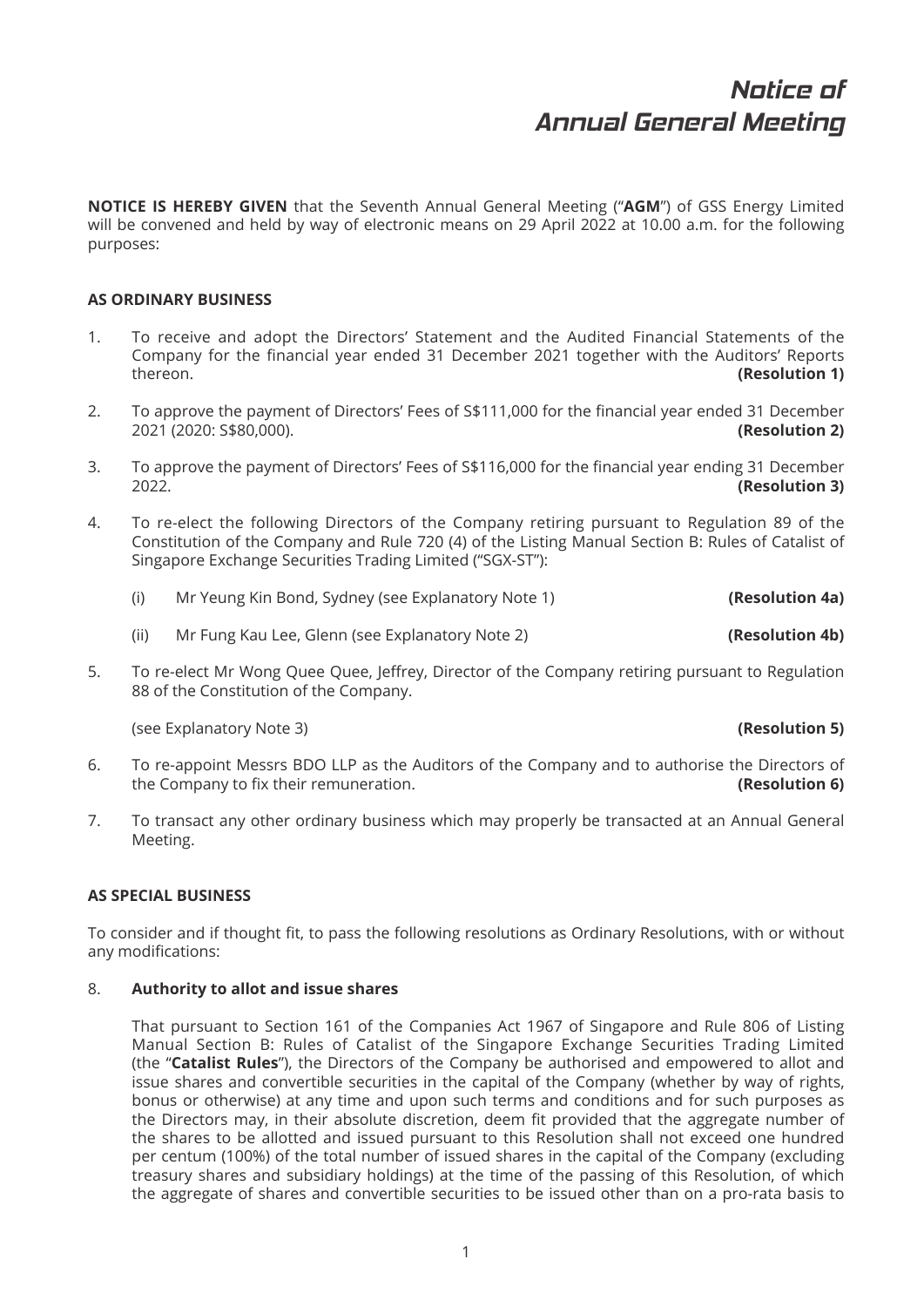# Notice of Annual General Meeting

**NOTICE IS HEREBY GIVEN** that the Seventh Annual General Meeting ("**AGM**") of GSS Energy Limited will be convened and held by way of electronic means on 29 April 2022 at 10.00 a.m. for the following purposes:

**AS ORDINARY BUSINESS**

1. To receive and adopt the Directors' Statement and the Audited Financial Statements of the Company for the financial year ended 31 December 2021 together with the Auditors' Reports thereon. **(Resolution 1)**

2. To approve the payment of Directors' Fees of S$111,000 for the financial year ended 31 December 2021 (2020: S$80,000). **(Resolution 2)**

3. To approve the payment of Directors' Fees of S$116,000 for the financial year ending 31 December 2022. **(Resolution 3)**

4. To re-elect the following Directors of the Company retiring pursuant to Regulation 89 of the Constitution of the Company and Rule 720 (4) of the Listing Manual Section B: Rules of Catalist of Singapore Exchange Securities Trading Limited ("SGX-ST"):

   (i) Mr Yeung Kin Bond, Sydney (see Explanatory Note 1) **(Resolution 4a)**

   (ii) Mr Fung Kau Lee, Glenn (see Explanatory Note 2) **(Resolution 4b)**

5. To re-elect Mr Wong Quee Quee, Jeffrey, Director of the Company retiring pursuant to Regulation 88 of the Constitution of the Company.

   (see Explanatory Note 3) **(Resolution 5)**

6. To re-appoint Messrs BDO LLP as the Auditors of the Company and to authorise the Directors of the Company to fix their remuneration. **(Resolution 6)**

7. To transact any other ordinary business which may properly be transacted at an Annual General Meeting.

**AS SPECIAL BUSINESS**

To consider and if thought fit, to pass the following resolutions as Ordinary Resolutions, with or without any modifications:

8. **Authority to allot and issue shares**

   That pursuant to Section 161 of the Companies Act 1967 of Singapore and Rule 806 of Listing Manual Section B: Rules of Catalist of the Singapore Exchange Securities Trading Limited (the "**Catalist Rules**"), the Directors of the Company be authorised and empowered to allot and issue shares and convertible securities in the capital of the Company (whether by way of rights, bonus or otherwise) at any time and upon such terms and conditions and for such purposes as the Directors may, in their absolute discretion, deem fit provided that the aggregate number of the shares to be allotted and issued pursuant to this Resolution shall not exceed one hundred per centum (100%) of the total number of issued shares in the capital of the Company (excluding treasury shares and subsidiary holdings) at the time of the passing of this Resolution, of which the aggregate of shares and convertible securities to be issued other than on a pro-rata basis to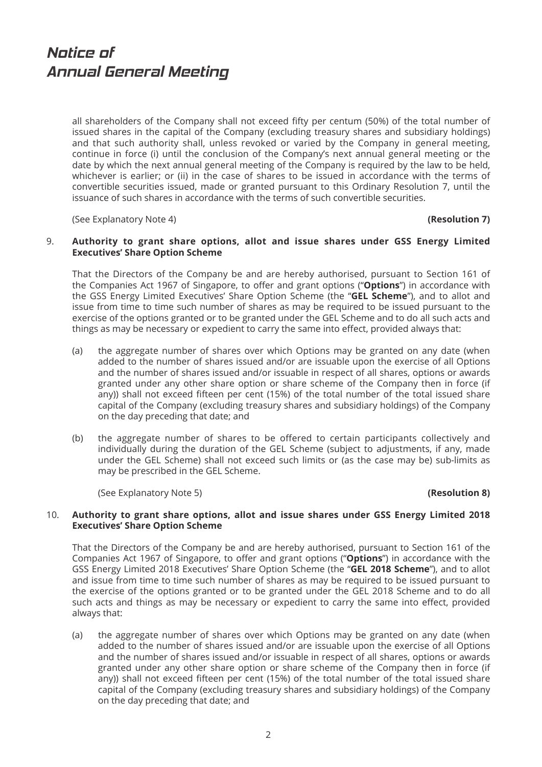all shareholders of the Company shall not exceed fifty per centum (50%) of the total number of issued shares in the capital of the Company (excluding treasury shares and subsidiary holdings) and that such authority shall, unless revoked or varied by the Company in general meeting, continue in force (i) until the conclusion of the Company's next annual general meeting or the date by which the next annual general meeting of the Company is required by the law to be held, whichever is earlier; or (ii) in the case of shares to be issued in accordance with the terms of convertible securities issued, made or granted pursuant to this Ordinary Resolution 7, until the issuance of such shares in accordance with the terms of such convertible securities.

(See Explanatory Note 4) **(Resolution 7)**

9. **Authority to grant share options, allot and issue shares under GSS Energy Limited Executives' Share Option Scheme**

   That the Directors of the Company be and are hereby authorised, pursuant to Section 161 of the Companies Act 1967 of Singapore, to offer and grant options ("**Options**") in accordance with the GSS Energy Limited Executives' Share Option Scheme (the "**GEL Scheme**"), and to allot and issue from time to time such number of shares as may be required to be issued pursuant to the exercise of the options granted or to be granted under the GEL Scheme and to do all such acts and things as may be necessary or expedient to carry the same into effect, provided always that:

   (a) the aggregate number of shares over which Options may be granted on any date (when added to the number of shares issued and/or are issuable upon the exercise of all Options and the number of shares issued and/or issuable in respect of all shares, options or awards granted under any other share option or share scheme of the Company then in force (if any)) shall not exceed fifteen per cent (15%) of the total number of the total issued share capital of the Company (excluding treasury shares and subsidiary holdings) of the Company on the day preceding that date; and

   (b) the aggregate number of shares to be offered to certain participants collectively and individually during the duration of the GEL Scheme (subject to adjustments, if any, made under the GEL Scheme) shall not exceed such limits or (as the case may be) sub-limits as may be prescribed in the GEL Scheme.

   (See Explanatory Note 5) **(Resolution 8)**

10. **Authority to grant share options, allot and issue shares under GSS Energy Limited 2018 Executives' Share Option Scheme**

    That the Directors of the Company be and are hereby authorised, pursuant to Section 161 of the Companies Act 1967 of Singapore, to offer and grant options ("**Options**") in accordance with the GSS Energy Limited 2018 Executives' Share Option Scheme (the "**GEL 2018 Scheme**"), and to allot and issue from time to time such number of shares as may be required to be issued pursuant to the exercise of the options granted or to be granted under the GEL 2018 Scheme and to do all such acts and things as may be necessary or expedient to carry the same into effect, provided always that:

    (a) the aggregate number of shares over which Options may be granted on any date (when added to the number of shares issued and/or are issuable upon the exercise of all Options and the number of shares issued and/or issuable in respect of all shares, options or awards granted under any other share option or share scheme of the Company then in force (if any)) shall not exceed fifteen per cent (15%) of the total number of the total issued share capital of the Company (excluding treasury shares and subsidiary holdings) of the Company on the day preceding that date; and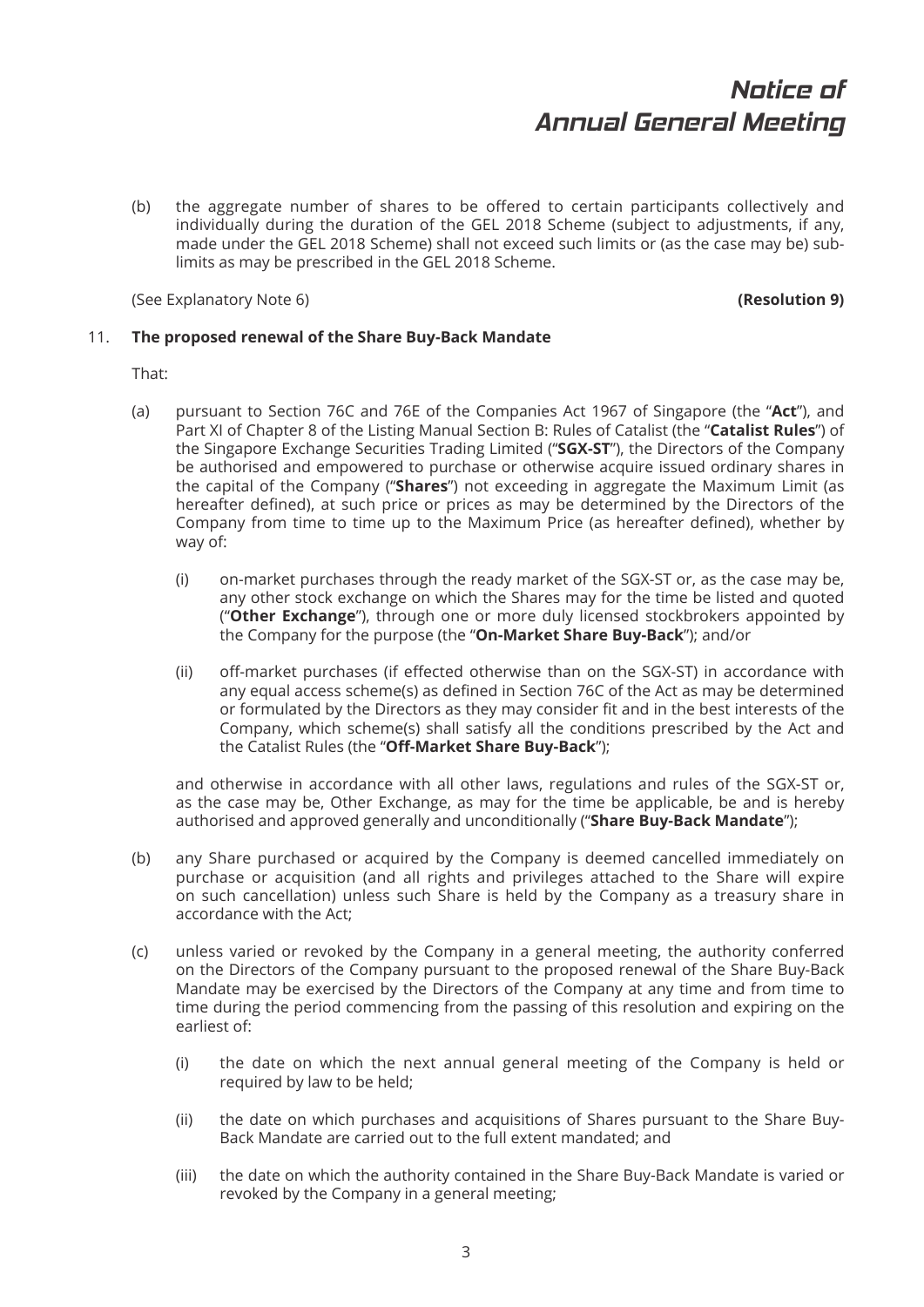(b) the aggregate number of shares to be offered to certain participants collectively and individually during the duration of the GEL 2018 Scheme (subject to adjustments, if any, made under the GEL 2018 Scheme) shall not exceed such limits or (as the case may be) sub-limits as may be prescribed in the GEL 2018 Scheme.

(See Explanatory Note 6) **(Resolution 9)**

11. **The proposed renewal of the Share Buy-Back Mandate**

That:

(a) pursuant to Section 76C and 76E of the Companies Act 1967 of Singapore (the "**Act**"), and Part XI of Chapter 8 of the Listing Manual Section B: Rules of Catalist (the "**Catalist Rules**") of the Singapore Exchange Securities Trading Limited ("**SGX-ST**"), the Directors of the Company be authorised and empowered to purchase or otherwise acquire issued ordinary shares in the capital of the Company ("**Shares**") not exceeding in aggregate the Maximum Limit (as hereafter defined), at such price or prices as may be determined by the Directors of the Company from time to time up to the Maximum Price (as hereafter defined), whether by way of:

(i) on-market purchases through the ready market of the SGX-ST or, as the case may be, any other stock exchange on which the Shares may for the time be listed and quoted ("**Other Exchange**"), through one or more duly licensed stockbrokers appointed by the Company for the purpose (the "**On-Market Share Buy-Back**"); and/or

(ii) off-market purchases (if effected otherwise than on the SGX-ST) in accordance with any equal access scheme(s) as defined in Section 76C of the Act as may be determined or formulated by the Directors as they may consider fit and in the best interests of the Company, which scheme(s) shall satisfy all the conditions prescribed by the Act and the Catalist Rules (the "**Off-Market Share Buy-Back**");

and otherwise in accordance with all other laws, regulations and rules of the SGX-ST or, as the case may be, Other Exchange, as may for the time be applicable, be and is hereby authorised and approved generally and unconditionally ("**Share Buy-Back Mandate**");

(b) any Share purchased or acquired by the Company is deemed cancelled immediately on purchase or acquisition (and all rights and privileges attached to the Share will expire on such cancellation) unless such Share is held by the Company as a treasury share in accordance with the Act;

(c) unless varied or revoked by the Company in a general meeting, the authority conferred on the Directors of the Company pursuant to the proposed renewal of the Share Buy-Back Mandate may be exercised by the Directors of the Company at any time and from time to time during the period commencing from the passing of this resolution and expiring on the earliest of:

(i) the date on which the next annual general meeting of the Company is held or required by law to be held;

(ii) the date on which purchases and acquisitions of Shares pursuant to the Share Buy-Back Mandate are carried out to the full extent mandated; and

(iii) the date on which the authority contained in the Share Buy-Back Mandate is varied or revoked by the Company in a general meeting;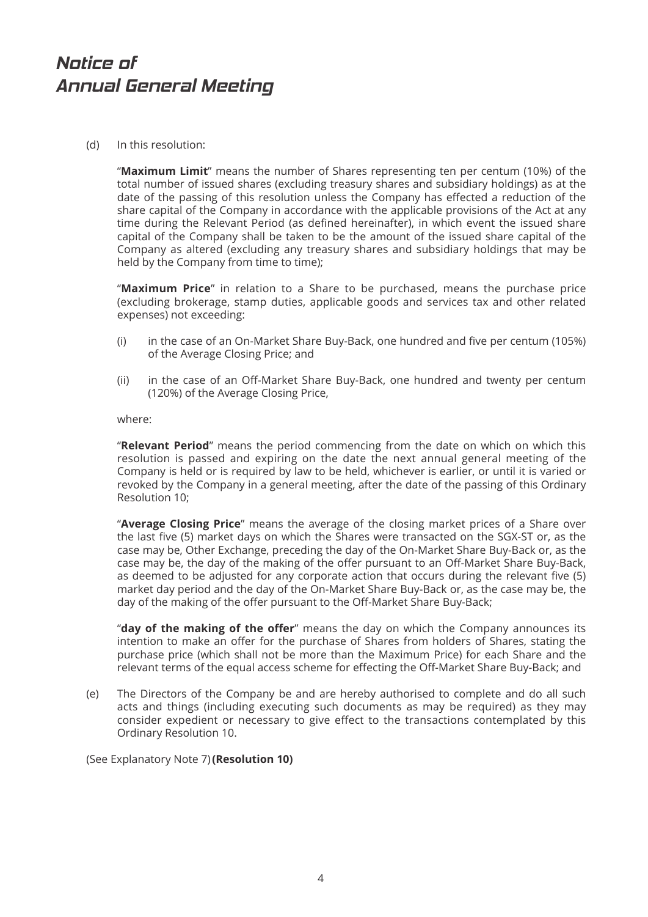# Notice of Annual General Meeting

(d) In this resolution:

"**Maximum Limit**" means the number of Shares representing ten per centum (10%) of the total number of issued shares (excluding treasury shares and subsidiary holdings) as at the date of the passing of this resolution unless the Company has effected a reduction of the share capital of the Company in accordance with the applicable provisions of the Act at any time during the Relevant Period (as defined hereinafter), in which event the issued share capital of the Company shall be taken to be the amount of the issued share capital of the Company as altered (excluding any treasury shares and subsidiary holdings that may be held by the Company from time to time);

"**Maximum Price**" in relation to a Share to be purchased, means the purchase price (excluding brokerage, stamp duties, applicable goods and services tax and other related expenses) not exceeding:

(i) in the case of an On-Market Share Buy-Back, one hundred and five per centum (105%) of the Average Closing Price; and

(ii) in the case of an Off-Market Share Buy-Back, one hundred and twenty per centum (120%) of the Average Closing Price,

where:

"**Relevant Period**" means the period commencing from the date on which on which this resolution is passed and expiring on the date the next annual general meeting of the Company is held or is required by law to be held, whichever is earlier, or until it is varied or revoked by the Company in a general meeting, after the date of the passing of this Ordinary Resolution 10;

"**Average Closing Price**" means the average of the closing market prices of a Share over the last five (5) market days on which the Shares were transacted on the SGX-ST or, as the case may be, Other Exchange, preceding the day of the On-Market Share Buy-Back or, as the case may be, the day of the making of the offer pursuant to an Off-Market Share Buy-Back, as deemed to be adjusted for any corporate action that occurs during the relevant five (5) market day period and the day of the On-Market Share Buy-Back or, as the case may be, the day of the making of the offer pursuant to the Off-Market Share Buy-Back;

"**day of the making of the offer**" means the day on which the Company announces its intention to make an offer for the purchase of Shares from holders of Shares, stating the purchase price (which shall not be more than the Maximum Price) for each Share and the relevant terms of the equal access scheme for effecting the Off-Market Share Buy-Back; and

(e) The Directors of the Company be and are hereby authorised to complete and do all such acts and things (including executing such documents as may be required) as they may consider expedient or necessary to give effect to the transactions contemplated by this Ordinary Resolution 10.

(See Explanatory Note 7) **(Resolution 10)**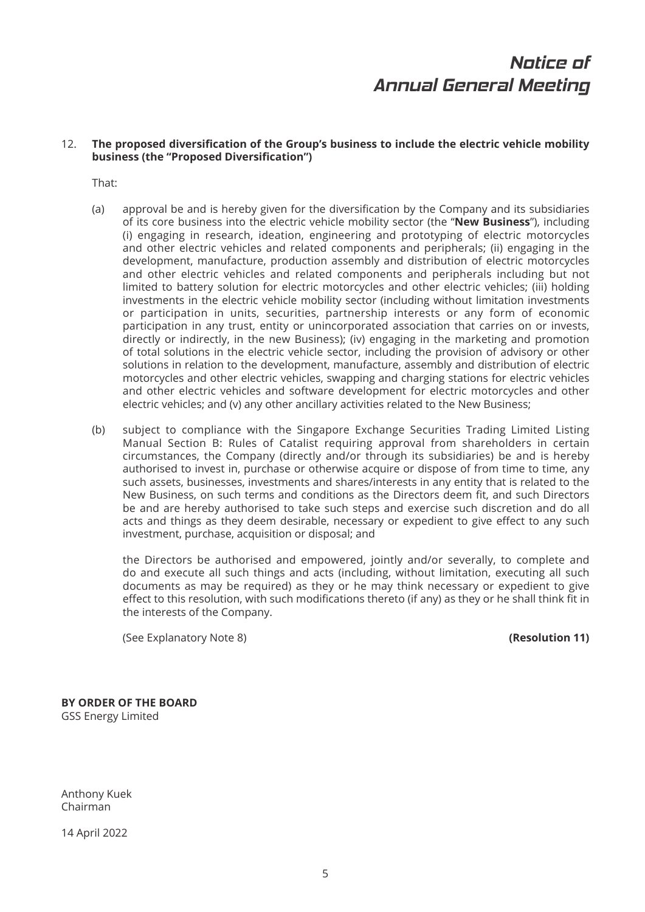12. **The proposed diversification of the Group's business to include the electric vehicle mobility business (the "Proposed Diversification")**

That:

(a) approval be and is hereby given for the diversification by the Company and its subsidiaries of its core business into the electric vehicle mobility sector (the "**New Business**"), including (i) engaging in research, ideation, engineering and prototyping of electric motorcycles and other electric vehicles and related components and peripherals; (ii) engaging in the development, manufacture, production assembly and distribution of electric motorcycles and other electric vehicles and related components and peripherals including but not limited to battery solution for electric motorcycles and other electric vehicles; (iii) holding investments in the electric vehicle mobility sector (including without limitation investments or participation in units, securities, partnership interests or any form of economic participation in any trust, entity or unincorporated association that carries on or invests, directly or indirectly, in the new Business); (iv) engaging in the marketing and promotion of total solutions in the electric vehicle sector, including the provision of advisory or other solutions in relation to the development, manufacture, assembly and distribution of electric motorcycles and other electric vehicles, swapping and charging stations for electric vehicles and other electric vehicles and software development for electric motorcycles and other electric vehicles; and (v) any other ancillary activities related to the New Business;

(b) subject to compliance with the Singapore Exchange Securities Trading Limited Listing Manual Section B: Rules of Catalist requiring approval from shareholders in certain circumstances, the Company (directly and/or through its subsidiaries) be and is hereby authorised to invest in, purchase or otherwise acquire or dispose of from time to time, any such assets, businesses, investments and shares/interests in any entity that is related to the New Business, on such terms and conditions as the Directors deem fit, and such Directors be and are hereby authorised to take such steps and exercise such discretion and do all acts and things as they deem desirable, necessary or expedient to give effect to any such investment, purchase, acquisition or disposal; and

the Directors be authorised and empowered, jointly and/or severally, to complete and do and execute all such things and acts (including, without limitation, executing all such documents as may be required) as they or he may think necessary or expedient to give effect to this resolution, with such modifications thereto (if any) as they or he shall think fit in the interests of the Company.

(See Explanatory Note 8) **(Resolution 11)**

**BY ORDER OF THE BOARD**
GSS Energy Limited

Anthony Kuek
Chairman

14 April 2022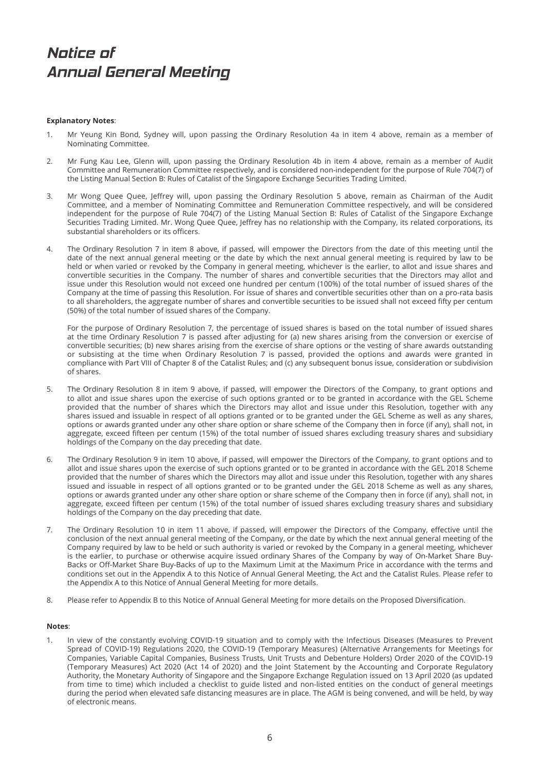# Notice of Annual General Meeting

**Explanatory Notes**:

1. Mr Yeung Kin Bond, Sydney will, upon passing the Ordinary Resolution 4a in item 4 above, remain as a member of Nominating Committee.

2. Mr Fung Kau Lee, Glenn will, upon passing the Ordinary Resolution 4b in item 4 above, remain as a member of Audit Committee and Remuneration Committee respectively, and is considered non-independent for the purpose of Rule 704(7) of the Listing Manual Section B: Rules of Catalist of the Singapore Exchange Securities Trading Limited.

3. Mr Wong Quee Quee, Jeffrey will, upon passing the Ordinary Resolution 5 above, remain as Chairman of the Audit Committee, and a member of Nominating Committee and Remuneration Committee respectively, and will be considered independent for the purpose of Rule 704(7) of the Listing Manual Section B: Rules of Catalist of the Singapore Exchange Securities Trading Limited. Mr. Wong Quee Quee, Jeffrey has no relationship with the Company, its related corporations, its substantial shareholders or its officers.

4. The Ordinary Resolution 7 in item 8 above, if passed, will empower the Directors from the date of this meeting until the date of the next annual general meeting or the date by which the next annual general meeting is required by law to be held or when varied or revoked by the Company in general meeting, whichever is the earlier, to allot and issue shares and convertible securities in the Company. The number of shares and convertible securities that the Directors may allot and issue under this Resolution would not exceed one hundred per centum (100%) of the total number of issued shares of the Company at the time of passing this Resolution. For issue of shares and convertible securities other than on a pro-rata basis to all shareholders, the aggregate number of shares and convertible securities to be issued shall not exceed fifty per centum (50%) of the total number of issued shares of the Company.

   For the purpose of Ordinary Resolution 7, the percentage of issued shares is based on the total number of issued shares at the time Ordinary Resolution 7 is passed after adjusting for (a) new shares arising from the conversion or exercise of convertible securities; (b) new shares arising from the exercise of share options or the vesting of share awards outstanding or subsisting at the time when Ordinary Resolution 7 is passed, provided the options and awards were granted in compliance with Part VIII of Chapter 8 of the Catalist Rules; and (c) any subsequent bonus issue, consideration or subdivision of shares.

5. The Ordinary Resolution 8 in item 9 above, if passed, will empower the Directors of the Company, to grant options and to allot and issue shares upon the exercise of such options granted or to be granted in accordance with the GEL Scheme provided that the number of shares which the Directors may allot and issue under this Resolution, together with any shares issued and issuable in respect of all options granted or to be granted under the GEL Scheme as well as any shares, options or awards granted under any other share option or share scheme of the Company then in force (if any), shall not, in aggregate, exceed fifteen per centum (15%) of the total number of issued shares excluding treasury shares and subsidiary holdings of the Company on the day preceding that date.

6. The Ordinary Resolution 9 in item 10 above, if passed, will empower the Directors of the Company, to grant options and to allot and issue shares upon the exercise of such options granted or to be granted in accordance with the GEL 2018 Scheme provided that the number of shares which the Directors may allot and issue under this Resolution, together with any shares issued and issuable in respect of all options granted or to be granted under the GEL 2018 Scheme as well as any shares, options or awards granted under any other share option or share scheme of the Company then in force (if any), shall not, in aggregate, exceed fifteen per centum (15%) of the total number of issued shares excluding treasury shares and subsidiary holdings of the Company on the day preceding that date.

7. The Ordinary Resolution 10 in item 11 above, if passed, will empower the Directors of the Company, effective until the conclusion of the next annual general meeting of the Company, or the date by which the next annual general meeting of the Company required by law to be held or such authority is varied or revoked by the Company in a general meeting, whichever is the earlier, to purchase or otherwise acquire issued ordinary Shares of the Company by way of On-Market Share Buy-Backs or Off-Market Share Buy-Backs of up to the Maximum Limit at the Maximum Price in accordance with the terms and conditions set out in the Appendix A to this Notice of Annual General Meeting, the Act and the Catalist Rules. Please refer to the Appendix A to this Notice of Annual General Meeting for more details.

8. Please refer to Appendix B to this Notice of Annual General Meeting for more details on the Proposed Diversification.

**Notes**:

1. In view of the constantly evolving COVID-19 situation and to comply with the Infectious Diseases (Measures to Prevent Spread of COVID-19) Regulations 2020, the COVID-19 (Temporary Measures) (Alternative Arrangements for Meetings for Companies, Variable Capital Companies, Business Trusts, Unit Trusts and Debenture Holders) Order 2020 of the COVID-19 (Temporary Measures) Act 2020 (Act 14 of 2020) and the Joint Statement by the Accounting and Corporate Regulatory Authority, the Monetary Authority of Singapore and the Singapore Exchange Regulation issued on 13 April 2020 (as updated from time to time) which included a checklist to guide listed and non-listed entities on the conduct of general meetings during the period when elevated safe distancing measures are in place. The AGM is being convened, and will be held, by way of electronic means.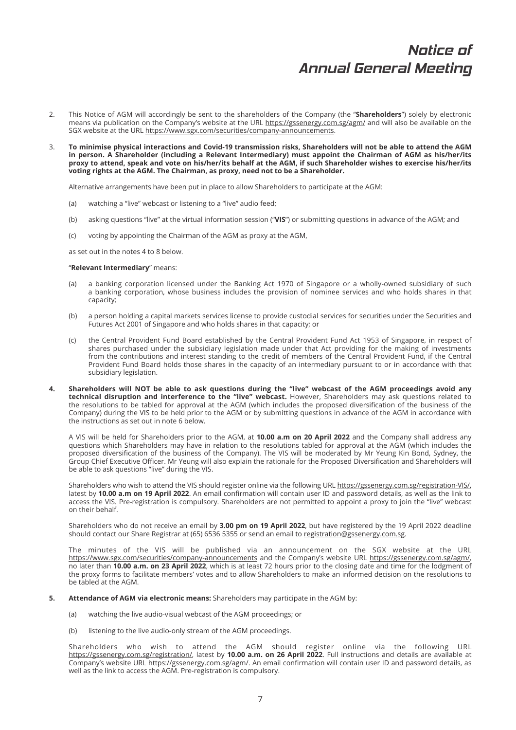# Notice of Annual General Meeting

2. This Notice of AGM will accordingly be sent to the shareholders of the Company (the "**Shareholders**") solely by electronic means via publication on the Company's website at the URL https://gssenergy.com.sg/agm/ and will also be available on the SGX website at the URL https://www.sgx.com/securities/company-announcements.

3. **To minimise physical interactions and Covid-19 transmission risks, Shareholders will not be able to attend the AGM in person. A Shareholder (including a Relevant Intermediary) must appoint the Chairman of AGM as his/her/its proxy to attend, speak and vote on his/her/its behalf at the AGM, if such Shareholder wishes to exercise his/her/its voting rights at the AGM. The Chairman, as proxy, need not to be a Shareholder.**

   Alternative arrangements have been put in place to allow Shareholders to participate at the AGM:

   (a) watching a "live" webcast or listening to a "live" audio feed;

   (b) asking questions "live" at the virtual information session ("**VIS**") or submitting questions in advance of the AGM; and

   (c) voting by appointing the Chairman of the AGM as proxy at the AGM,

   as set out in the notes 4 to 8 below.

   "**Relevant Intermediary**" means:

   (a) a banking corporation licensed under the Banking Act 1970 of Singapore or a wholly-owned subsidiary of such a banking corporation, whose business includes the provision of nominee services and who holds shares in that capacity;

   (b) a person holding a capital markets services license to provide custodial services for securities under the Securities and Futures Act 2001 of Singapore and who holds shares in that capacity; or

   (c) the Central Provident Fund Board established by the Central Provident Fund Act 1953 of Singapore, in respect of shares purchased under the subsidiary legislation made under that Act providing for the making of investments from the contributions and interest standing to the credit of members of the Central Provident Fund, if the Central Provident Fund Board holds those shares in the capacity of an intermediary pursuant to or in accordance with that subsidiary legislation.

4. **Shareholders will NOT be able to ask questions during the "live" webcast of the AGM proceedings avoid any technical disruption and interference to the "live" webcast.** However, Shareholders may ask questions related to the resolutions to be tabled for approval at the AGM (which includes the proposed diversification of the business of the Company) during the VIS to be held prior to the AGM or by submitting questions in advance of the AGM in accordance with the instructions as set out in note 6 below.

   A VIS will be held for Shareholders prior to the AGM, at **10.00 a.m on 20 April 2022** and the Company shall address any questions which Shareholders may have in relation to the resolutions tabled for approval at the AGM (which includes the proposed diversification of the business of the Company). The VIS will be moderated by Mr Yeung Kin Bond, Sydney, the Group Chief Executive Officer. Mr Yeung will also explain the rationale for the Proposed Diversification and Shareholders will be able to ask questions "live" during the VIS.

   Shareholders who wish to attend the VIS should register online via the following URL https://gssenergy.com.sg/registration-VIS/, latest by **10.00 a.m on 19 April 2022**. An email confirmation will contain user ID and password details, as well as the link to access the VIS. Pre-registration is compulsory. Shareholders are not permitted to appoint a proxy to join the "live" webcast on their behalf.

   Shareholders who do not receive an email by **3.00 pm on 19 April 2022**, but have registered by the 19 April 2022 deadline should contact our Share Registrar at (65) 6536 5355 or send an email to registration@gssenergy.com.sg.

   The minutes of the VIS will be published via an announcement on the SGX website at the URL https://www.sgx.com/securities/company-announcements and the Company's website URL https://gssenergy.com.sg/agm/, no later than **10.00 a.m. on 23 April 2022**, which is at least 72 hours prior to the closing date and time for the lodgment of the proxy forms to facilitate members' votes and to allow Shareholders to make an informed decision on the resolutions to be tabled at the AGM.

5. **Attendance of AGM via electronic means:** Shareholders may participate in the AGM by:

   (a) watching the live audio-visual webcast of the AGM proceedings; or

   (b) listening to the live audio-only stream of the AGM proceedings.

   Shareholders who wish to attend the AGM should register online via the following URL https://gssenergy.com.sg/registration/, latest by **10.00 a.m. on 26 April 2022**. Full instructions and details are available at Company's website URL https://gssenergy.com.sg/agm/. An email confirmation will contain user ID and password details, as well as the link to access the AGM. Pre-registration is compulsory.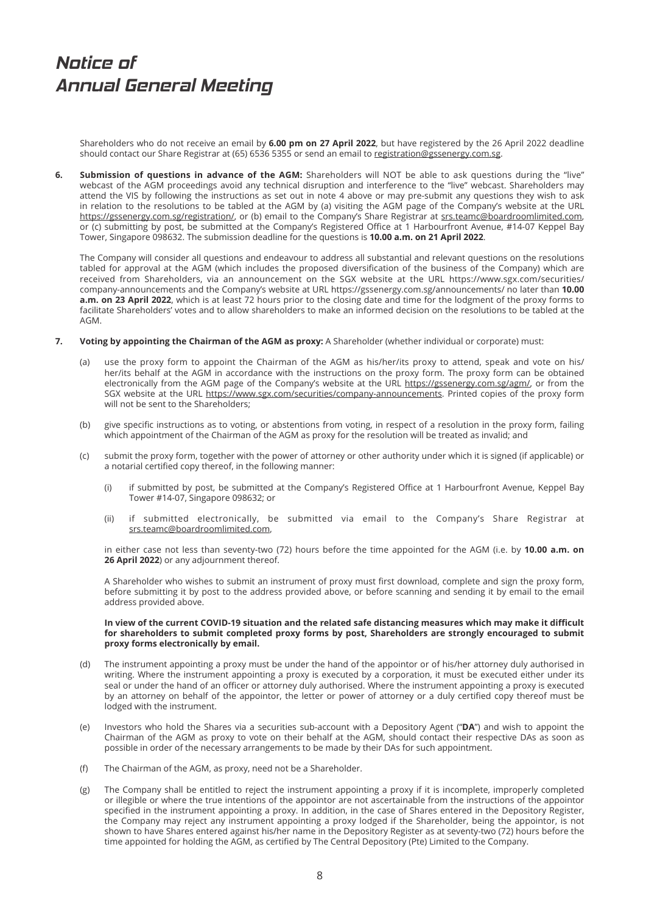# Notice of Annual General Meeting

Shareholders who do not receive an email by **6.00 pm on 27 April 2022**, but have registered by the 26 April 2022 deadline should contact our Share Registrar at (65) 6536 5355 or send an email to registration@gssenergy.com.sg.

**6. Submission of questions in advance of the AGM:** Shareholders will NOT be able to ask questions during the "live" webcast of the AGM proceedings avoid any technical disruption and interference to the "live" webcast. Shareholders may attend the VIS by following the instructions as set out in note 4 above or may pre-submit any questions they wish to ask in relation to the resolutions to be tabled at the AGM by (a) visiting the AGM page of the Company's website at the URL https://gssenergy.com.sg/registration/, or (b) email to the Company's Share Registrar at srs.teamc@boardroomlimited.com, or (c) submitting by post, be submitted at the Company's Registered Office at 1 Harbourfront Avenue, #14-07 Keppel Bay Tower, Singapore 098632. The submission deadline for the questions is **10.00 a.m. on 21 April 2022**.

The Company will consider all questions and endeavour to address all substantial and relevant questions on the resolutions tabled for approval at the AGM (which includes the proposed diversification of the business of the Company) which are received from Shareholders, via an announcement on the SGX website at the URL https://www.sgx.com/securities/company-announcements and the Company's website at URL https://gssenergy.com.sg/announcements/ no later than **10.00 a.m. on 23 April 2022**, which is at least 72 hours prior to the closing date and time for the lodgment of the proxy forms to facilitate Shareholders' votes and to allow shareholders to make an informed decision on the resolutions to be tabled at the AGM.

**7. Voting by appointing the Chairman of the AGM as proxy:** A Shareholder (whether individual or corporate) must:

(a) use the proxy form to appoint the Chairman of the AGM as his/her/its proxy to attend, speak and vote on his/her/its behalf at the AGM in accordance with the instructions on the proxy form. The proxy form can be obtained electronically from the AGM page of the Company's website at the URL https://gssenergy.com.sg/agm/, or from the SGX website at the URL https://www.sgx.com/securities/company-announcements. Printed copies of the proxy form will not be sent to the Shareholders;

(b) give specific instructions as to voting, or abstentions from voting, in respect of a resolution in the proxy form, failing which appointment of the Chairman of the AGM as proxy for the resolution will be treated as invalid; and

(c) submit the proxy form, together with the power of attorney or other authority under which it is signed (if applicable) or a notarial certified copy thereof, in the following manner:

(i) if submitted by post, be submitted at the Company's Registered Office at 1 Harbourfront Avenue, Keppel Bay Tower #14-07, Singapore 098632; or

(ii) if submitted electronically, be submitted via email to the Company's Share Registrar at srs.teamc@boardroomlimited.com,

in either case not less than seventy-two (72) hours before the time appointed for the AGM (i.e. by **10.00 a.m. on 26 April 2022**) or any adjournment thereof.

A Shareholder who wishes to submit an instrument of proxy must first download, complete and sign the proxy form, before submitting it by post to the address provided above, or before scanning and sending it by email to the email address provided above.

**In view of the current COVID-19 situation and the related safe distancing measures which may make it difficult for shareholders to submit completed proxy forms by post, Shareholders are strongly encouraged to submit proxy forms electronically by email.**

(d) The instrument appointing a proxy must be under the hand of the appointor or of his/her attorney duly authorised in writing. Where the instrument appointing a proxy is executed by a corporation, it must be executed either under its seal or under the hand of an officer or attorney duly authorised. Where the instrument appointing a proxy is executed by an attorney on behalf of the appointor, the letter or power of attorney or a duly certified copy thereof must be lodged with the instrument.

(e) Investors who hold the Shares via a securities sub-account with a Depository Agent ("**DA**") and wish to appoint the Chairman of the AGM as proxy to vote on their behalf at the AGM, should contact their respective DAs as soon as possible in order of the necessary arrangements to be made by their DAs for such appointment.

(f) The Chairman of the AGM, as proxy, need not be a Shareholder.

(g) The Company shall be entitled to reject the instrument appointing a proxy if it is incomplete, improperly completed or illegible or where the true intentions of the appointor are not ascertainable from the instructions of the appointor specified in the instrument appointing a proxy. In addition, in the case of Shares entered in the Depository Register, the Company may reject any instrument appointing a proxy lodged if the Shareholder, being the appointor, is not shown to have Shares entered against his/her name in the Depository Register as at seventy-two (72) hours before the time appointed for holding the AGM, as certified by The Central Depository (Pte) Limited to the Company.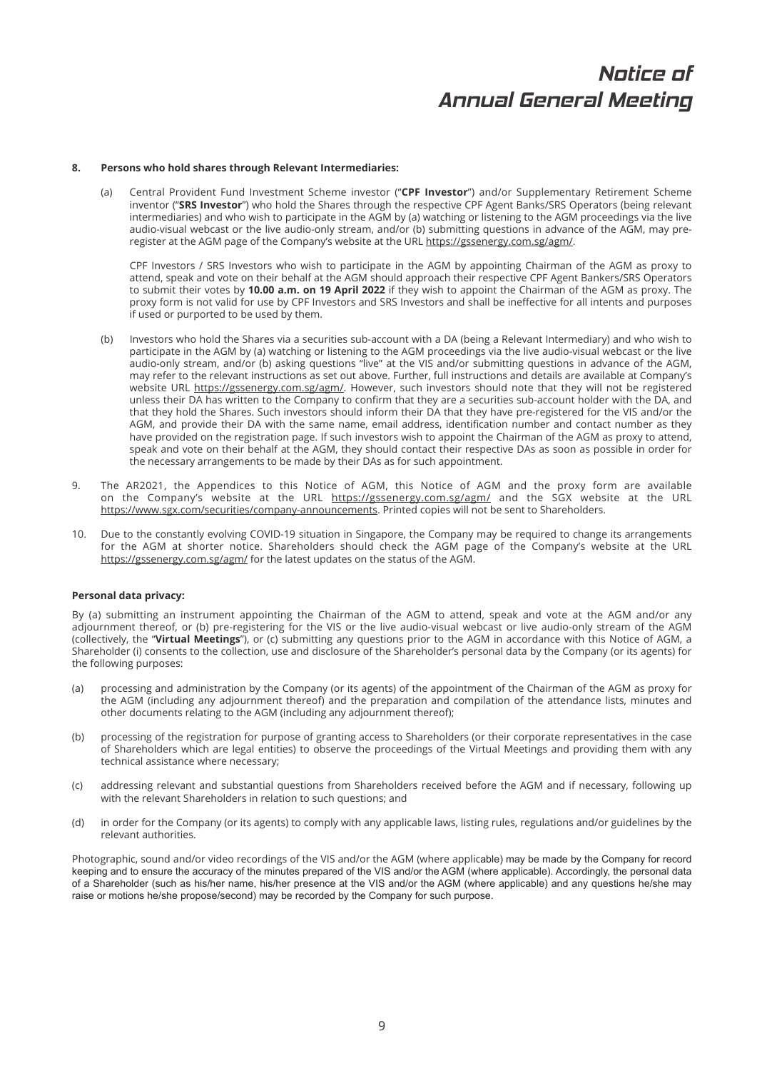8. **Persons who hold shares through Relevant Intermediaries:**

   (a) Central Provident Fund Investment Scheme investor ("**CPF Investor**") and/or Supplementary Retirement Scheme inventor ("**SRS Investor**") who hold the Shares through the respective CPF Agent Banks/SRS Operators (being relevant intermediaries) and who wish to participate in the AGM by (a) watching or listening to the AGM proceedings via the live audio-visual webcast or the live audio-only stream, and/or (b) submitting questions in advance of the AGM, may pre-register at the AGM page of the Company's website at the URL https://gssenergy.com.sg/agm/.

   CPF Investors / SRS Investors who wish to participate in the AGM by appointing Chairman of the AGM as proxy to attend, speak and vote on their behalf at the AGM should approach their respective CPF Agent Bankers/SRS Operators to submit their votes by **10.00 a.m. on 19 April 2022** if they wish to appoint the Chairman of the AGM as proxy. The proxy form is not valid for use by CPF Investors and SRS Investors and shall be ineffective for all intents and purposes if used or purported to be used by them.

   (b) Investors who hold the Shares via a securities sub-account with a DA (being a Relevant Intermediary) and who wish to participate in the AGM by (a) watching or listening to the AGM proceedings via the live audio-visual webcast or the live audio-only stream, and/or (b) asking questions "live" at the VIS and/or submitting questions in advance of the AGM, may refer to the relevant instructions as set out above. Further, full instructions and details are available at Company's website URL https://gssenergy.com.sg/agm/. However, such investors should note that they will not be registered unless their DA has written to the Company to confirm that they are a securities sub-account holder with the DA, and that they hold the Shares. Such investors should inform their DA that they have pre-registered for the VIS and/or the AGM, and provide their DA with the same name, email address, identification number and contact number as they have provided on the registration page. If such investors wish to appoint the Chairman of the AGM as proxy to attend, speak and vote on their behalf at the AGM, they should contact their respective DAs as soon as possible in order for the necessary arrangements to be made by their DAs as for such appointment.

9. The AR2021, the Appendices to this Notice of AGM, this Notice of AGM and the proxy form are available on the Company's website at the URL https://gssenergy.com.sg/agm/ and the SGX website at the URL https://www.sgx.com/securities/company-announcements. Printed copies will not be sent to Shareholders.

10. Due to the constantly evolving COVID-19 situation in Singapore, the Company may be required to change its arrangements for the AGM at shorter notice. Shareholders should check the AGM page of the Company's website at the URL https://gssenergy.com.sg/agm/ for the latest updates on the status of the AGM.

**Personal data privacy:**

By (a) submitting an instrument appointing the Chairman of the AGM to attend, speak and vote at the AGM and/or any adjournment thereof, or (b) pre-registering for the VIS or the live audio-visual webcast or live audio-only stream of the AGM (collectively, the "**Virtual Meetings**"), or (c) submitting any questions prior to the AGM in accordance with this Notice of AGM, a Shareholder (i) consents to the collection, use and disclosure of the Shareholder's personal data by the Company (or its agents) for the following purposes:

(a) processing and administration by the Company (or its agents) of the appointment of the Chairman of the AGM as proxy for the AGM (including any adjournment thereof) and the preparation and compilation of the attendance lists, minutes and other documents relating to the AGM (including any adjournment thereof);

(b) processing of the registration for purpose of granting access to Shareholders (or their corporate representatives in the case of Shareholders which are legal entities) to observe the proceedings of the Virtual Meetings and providing them with any technical assistance where necessary;

(c) addressing relevant and substantial questions from Shareholders received before the AGM and if necessary, following up with the relevant Shareholders in relation to such questions; and

(d) in order for the Company (or its agents) to comply with any applicable laws, listing rules, regulations and/or guidelines by the relevant authorities.

Photographic, sound and/or video recordings of the VIS and/or the AGM (where applicable) may be made by the Company for record keeping and to ensure the accuracy of the minutes prepared of the VIS and/or the AGM (where applicable). Accordingly, the personal data of a Shareholder (such as his/her name, his/her presence at the VIS and/or the AGM (where applicable) and any questions he/she may raise or motions he/she propose/second) may be recorded by the Company for such purpose.